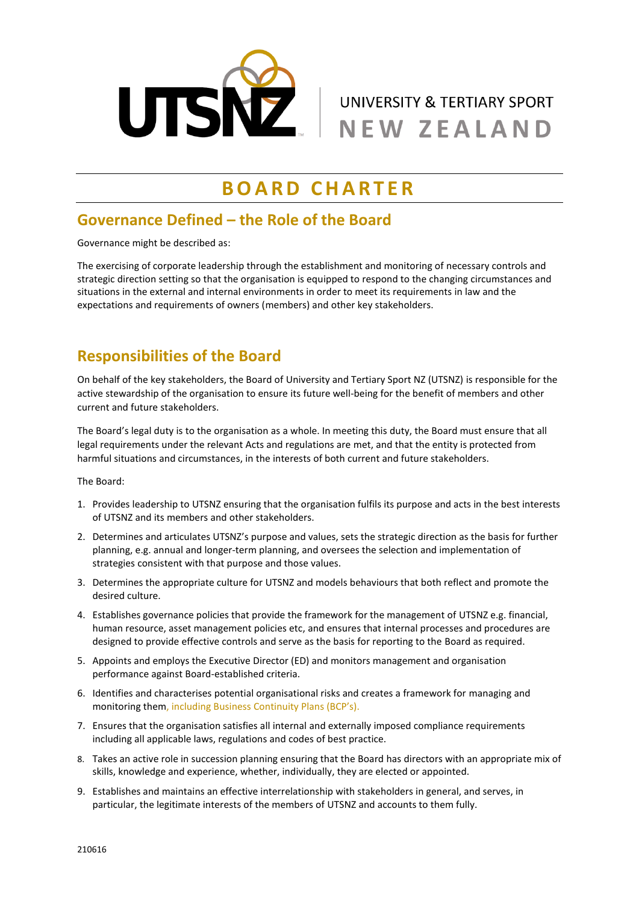UNIVERSITY & TERTIARY SPORT
NEW ZEALAND

# BOARD CHARTER

## Governance Defined – the Role of the Board

Governance might be described as:

The exercising of corporate leadership through the establishment and monitoring of necessary controls and strategic direction setting so that the organisation is equipped to respond to the changing circumstances and situations in the external and internal environments in order to meet its requirements in law and the expectations and requirements of owners (members) and other key stakeholders.

## Responsibilities of the Board

On behalf of the key stakeholders, the Board of University and Tertiary Sport NZ (UTSNZ) is responsible for the active stewardship of the organisation to ensure its future well-being for the benefit of members and other current and future stakeholders.

The Board's legal duty is to the organisation as a whole. In meeting this duty, the Board must ensure that all legal requirements under the relevant Acts and regulations are met, and that the entity is protected from harmful situations and circumstances, in the interests of both current and future stakeholders.

The Board:

1. Provides leadership to UTSNZ ensuring that the organisation fulfils its purpose and acts in the best interests of UTSNZ and its members and other stakeholders.
2. Determines and articulates UTSNZ's purpose and values, sets the strategic direction as the basis for further planning, e.g. annual and longer-term planning, and oversees the selection and implementation of strategies consistent with that purpose and those values.
3. Determines the appropriate culture for UTSNZ and models behaviours that both reflect and promote the desired culture.
4. Establishes governance policies that provide the framework for the management of UTSNZ e.g. financial, human resource, asset management policies etc, and ensures that internal processes and procedures are designed to provide effective controls and serve as the basis for reporting to the Board as required.
5. Appoints and employs the Executive Director (ED) and monitors management and organisation performance against Board-established criteria.
6. Identifies and characterises potential organisational risks and creates a framework for managing and monitoring them, including Business Continuity Plans (BCP's).
7. Ensures that the organisation satisfies all internal and externally imposed compliance requirements including all applicable laws, regulations and codes of best practice.
8. Takes an active role in succession planning ensuring that the Board has directors with an appropriate mix of skills, knowledge and experience, whether, individually, they are elected or appointed.
9. Establishes and maintains an effective interrelationship with stakeholders in general, and serves, in particular, the legitimate interests of the members of UTSNZ and accounts to them fully.

210616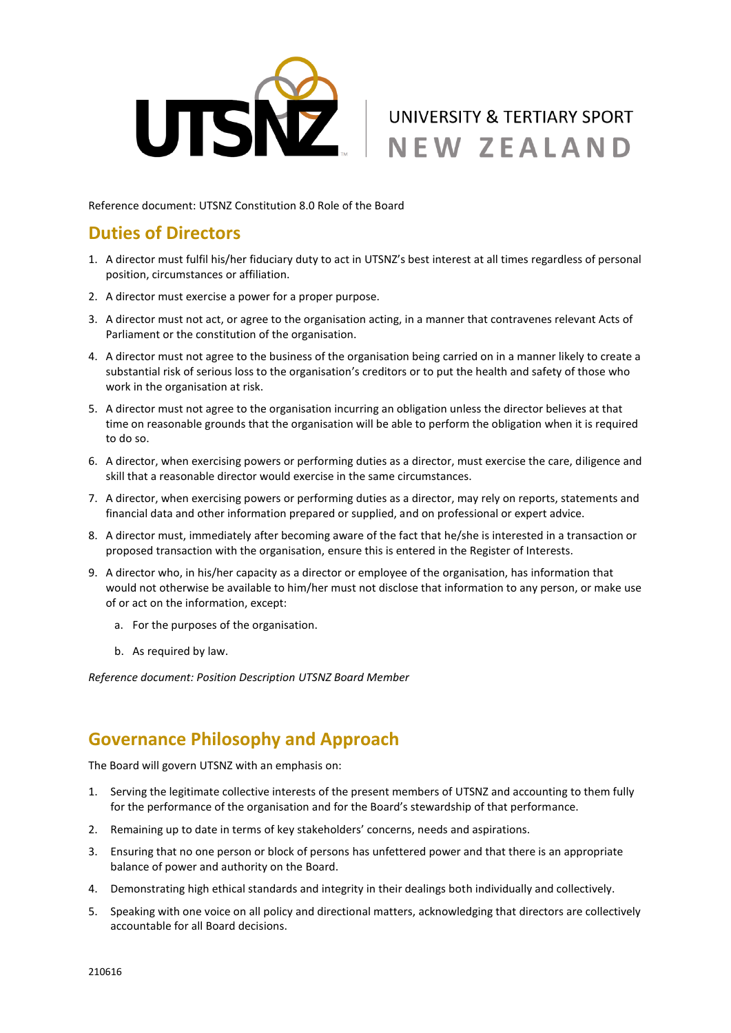Reference document: UTSNZ Constitution 8.0 Role of the Board

## Duties of Directors

1. A director must fulfil his/her fiduciary duty to act in UTSNZ's best interest at all times regardless of personal position, circumstances or affiliation.
2. A director must exercise a power for a proper purpose.
3. A director must not act, or agree to the organisation acting, in a manner that contravenes relevant Acts of Parliament or the constitution of the organisation.
4. A director must not agree to the business of the organisation being carried on in a manner likely to create a substantial risk of serious loss to the organisation's creditors or to put the health and safety of those who work in the organisation at risk.
5. A director must not agree to the organisation incurring an obligation unless the director believes at that time on reasonable grounds that the organisation will be able to perform the obligation when it is required to do so.
6. A director, when exercising powers or performing duties as a director, must exercise the care, diligence and skill that a reasonable director would exercise in the same circumstances.
7. A director, when exercising powers or performing duties as a director, may rely on reports, statements and financial data and other information prepared or supplied, and on professional or expert advice.
8. A director must, immediately after becoming aware of the fact that he/she is interested in a transaction or proposed transaction with the organisation, ensure this is entered in the Register of Interests.
9. A director who, in his/her capacity as a director or employee of the organisation, has information that would not otherwise be available to him/her must not disclose that information to any person, or make use of or act on the information, except:
   a. For the purposes of the organisation.
   b. As required by law.

*Reference document: Position Description UTSNZ Board Member*

## Governance Philosophy and Approach

The Board will govern UTSNZ with an emphasis on:

1. Serving the legitimate collective interests of the present members of UTSNZ and accounting to them fully for the performance of the organisation and for the Board's stewardship of that performance.
2. Remaining up to date in terms of key stakeholders' concerns, needs and aspirations.
3. Ensuring that no one person or block of persons has unfettered power and that there is an appropriate balance of power and authority on the Board.
4. Demonstrating high ethical standards and integrity in their dealings both individually and collectively.
5. Speaking with one voice on all policy and directional matters, acknowledging that directors are collectively accountable for all Board decisions.

210616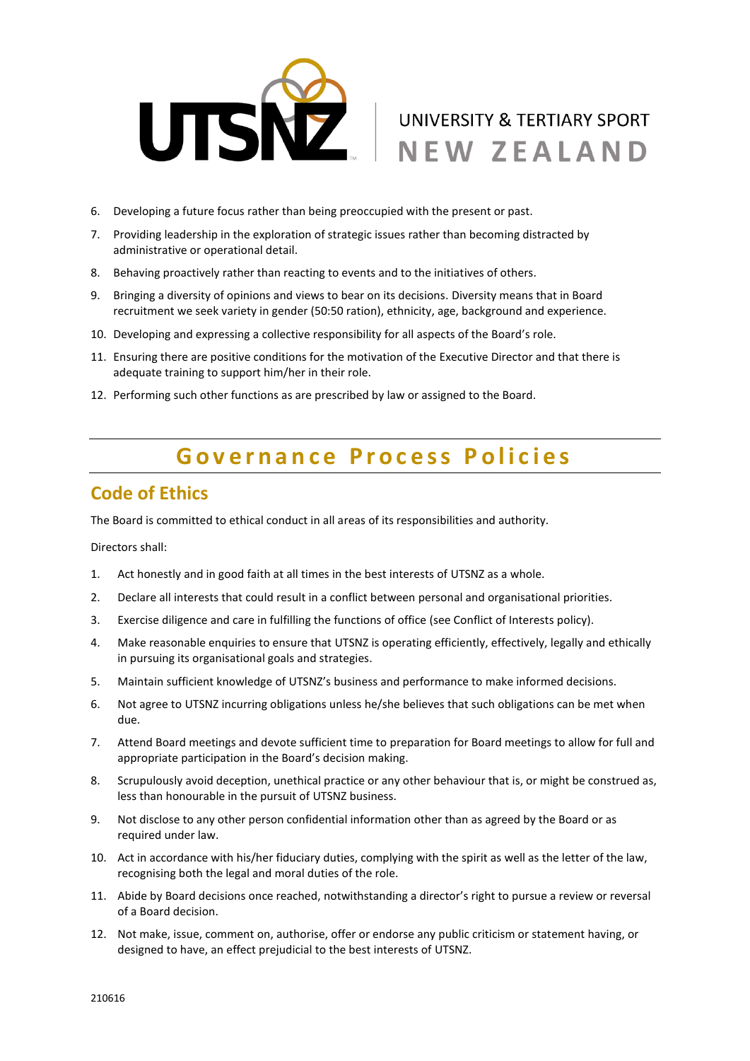6. Developing a future focus rather than being preoccupied with the present or past.
7. Providing leadership in the exploration of strategic issues rather than becoming distracted by administrative or operational detail.
8. Behaving proactively rather than reacting to events and to the initiatives of others.
9. Bringing a diversity of opinions and views to bear on its decisions. Diversity means that in Board recruitment we seek variety in gender (50:50 ration), ethnicity, age, background and experience.
10. Developing and expressing a collective responsibility for all aspects of the Board's role.
11. Ensuring there are positive conditions for the motivation of the Executive Director and that there is adequate training to support him/her in their role.
12. Performing such other functions as are prescribed by law or assigned to the Board.

# Governance Process Policies

## Code of Ethics

The Board is committed to ethical conduct in all areas of its responsibilities and authority.

Directors shall:

1. Act honestly and in good faith at all times in the best interests of UTSNZ as a whole.
2. Declare all interests that could result in a conflict between personal and organisational priorities.
3. Exercise diligence and care in fulfilling the functions of office (see Conflict of Interests policy).
4. Make reasonable enquiries to ensure that UTSNZ is operating efficiently, effectively, legally and ethically in pursuing its organisational goals and strategies.
5. Maintain sufficient knowledge of UTSNZ's business and performance to make informed decisions.
6. Not agree to UTSNZ incurring obligations unless he/she believes that such obligations can be met when due.
7. Attend Board meetings and devote sufficient time to preparation for Board meetings to allow for full and appropriate participation in the Board's decision making.
8. Scrupulously avoid deception, unethical practice or any other behaviour that is, or might be construed as, less than honourable in the pursuit of UTSNZ business.
9. Not disclose to any other person confidential information other than as agreed by the Board or as required under law.
10. Act in accordance with his/her fiduciary duties, complying with the spirit as well as the letter of the law, recognising both the legal and moral duties of the role.
11. Abide by Board decisions once reached, notwithstanding a director's right to pursue a review or reversal of a Board decision.
12. Not make, issue, comment on, authorise, offer or endorse any public criticism or statement having, or designed to have, an effect prejudicial to the best interests of UTSNZ.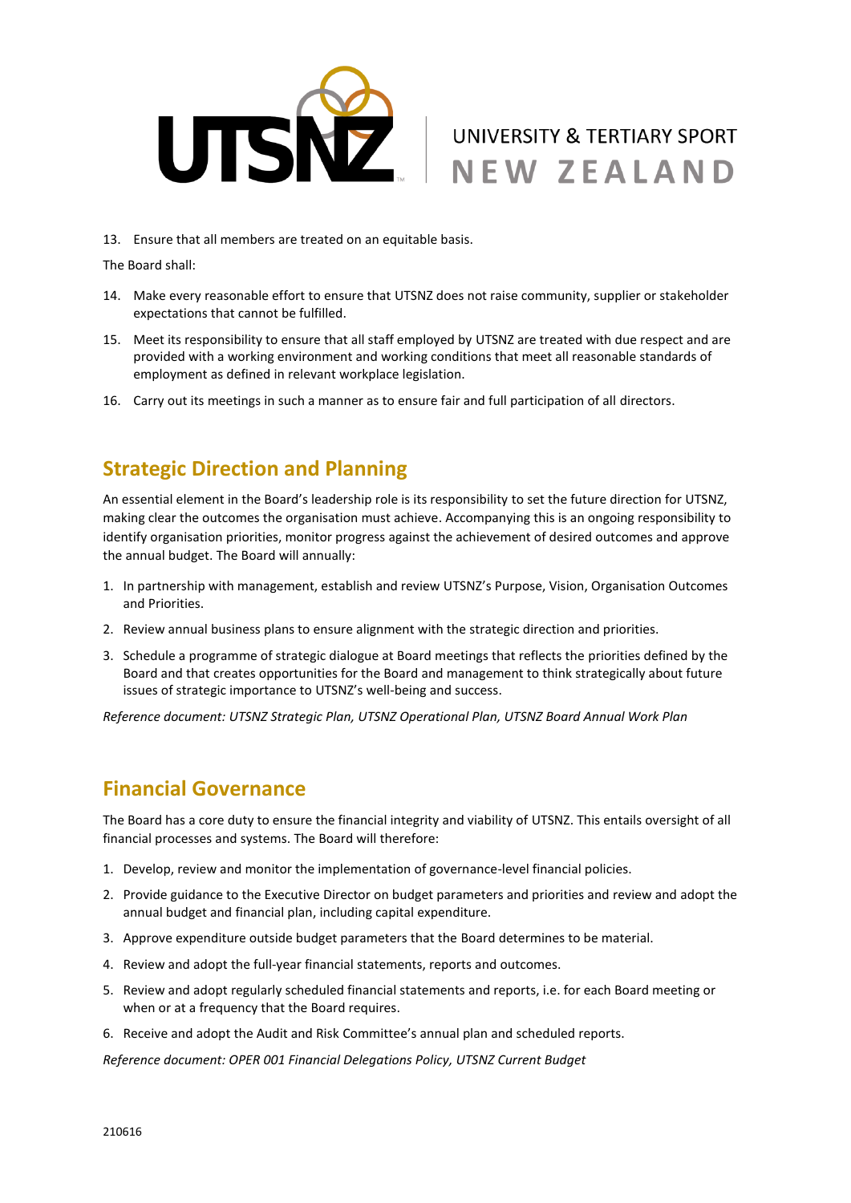13. Ensure that all members are treated on an equitable basis.

The Board shall:

14. Make every reasonable effort to ensure that UTSNZ does not raise community, supplier or stakeholder expectations that cannot be fulfilled.
15. Meet its responsibility to ensure that all staff employed by UTSNZ are treated with due respect and are provided with a working environment and working conditions that meet all reasonable standards of employment as defined in relevant workplace legislation.
16. Carry out its meetings in such a manner as to ensure fair and full participation of all directors.

## Strategic Direction and Planning

An essential element in the Board's leadership role is its responsibility to set the future direction for UTSNZ, making clear the outcomes the organisation must achieve. Accompanying this is an ongoing responsibility to identify organisation priorities, monitor progress against the achievement of desired outcomes and approve the annual budget. The Board will annually:

1. In partnership with management, establish and review UTSNZ's Purpose, Vision, Organisation Outcomes and Priorities.
2. Review annual business plans to ensure alignment with the strategic direction and priorities.
3. Schedule a programme of strategic dialogue at Board meetings that reflects the priorities defined by the Board and that creates opportunities for the Board and management to think strategically about future issues of strategic importance to UTSNZ's well-being and success.

*Reference document: UTSNZ Strategic Plan, UTSNZ Operational Plan, UTSNZ Board Annual Work Plan*

## Financial Governance

The Board has a core duty to ensure the financial integrity and viability of UTSNZ. This entails oversight of all financial processes and systems. The Board will therefore:

1. Develop, review and monitor the implementation of governance-level financial policies.
2. Provide guidance to the Executive Director on budget parameters and priorities and review and adopt the annual budget and financial plan, including capital expenditure.
3. Approve expenditure outside budget parameters that the Board determines to be material.
4. Review and adopt the full-year financial statements, reports and outcomes.
5. Review and adopt regularly scheduled financial statements and reports, i.e. for each Board meeting or when or at a frequency that the Board requires.
6. Receive and adopt the Audit and Risk Committee's annual plan and scheduled reports.

*Reference document: OPER 001 Financial Delegations Policy, UTSNZ Current Budget*

210616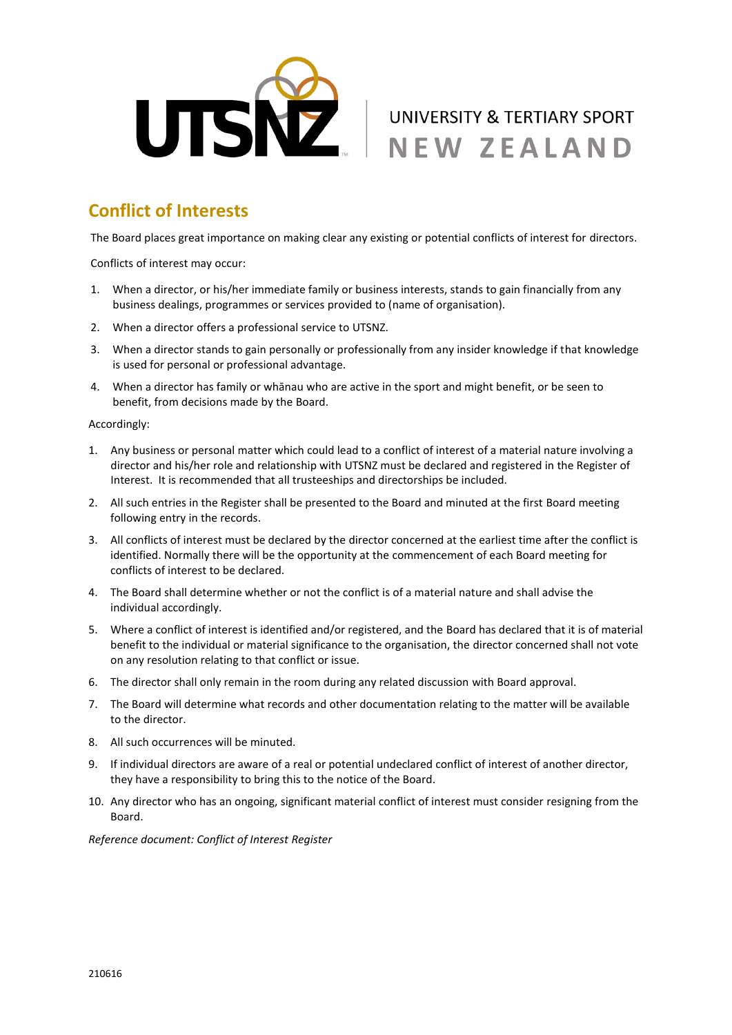UNIVERSITY & TERTIARY SPORT NEW ZEALAND

## Conflict of Interests

The Board places great importance on making clear any existing or potential conflicts of interest for directors.

Conflicts of interest may occur:

1. When a director, or his/her immediate family or business interests, stands to gain financially from any business dealings, programmes or services provided to (name of organisation).
2. When a director offers a professional service to UTSNZ.
3. When a director stands to gain personally or professionally from any insider knowledge if that knowledge is used for personal or professional advantage.
4. When a director has family or whānau who are active in the sport and might benefit, or be seen to benefit, from decisions made by the Board.

Accordingly:

1. Any business or personal matter which could lead to a conflict of interest of a material nature involving a director and his/her role and relationship with UTSNZ must be declared and registered in the Register of Interest. It is recommended that all trusteeships and directorships be included.
2. All such entries in the Register shall be presented to the Board and minuted at the first Board meeting following entry in the records.
3. All conflicts of interest must be declared by the director concerned at the earliest time after the conflict is identified. Normally there will be the opportunity at the commencement of each Board meeting for conflicts of interest to be declared.
4. The Board shall determine whether or not the conflict is of a material nature and shall advise the individual accordingly.
5. Where a conflict of interest is identified and/or registered, and the Board has declared that it is of material benefit to the individual or material significance to the organisation, the director concerned shall not vote on any resolution relating to that conflict or issue.
6. The director shall only remain in the room during any related discussion with Board approval.
7. The Board will determine what records and other documentation relating to the matter will be available to the director.
8. All such occurrences will be minuted.
9. If individual directors are aware of a real or potential undeclared conflict of interest of another director, they have a responsibility to bring this to the notice of the Board.
10. Any director who has an ongoing, significant material conflict of interest must consider resigning from the Board.

*Reference document: Conflict of Interest Register*

210616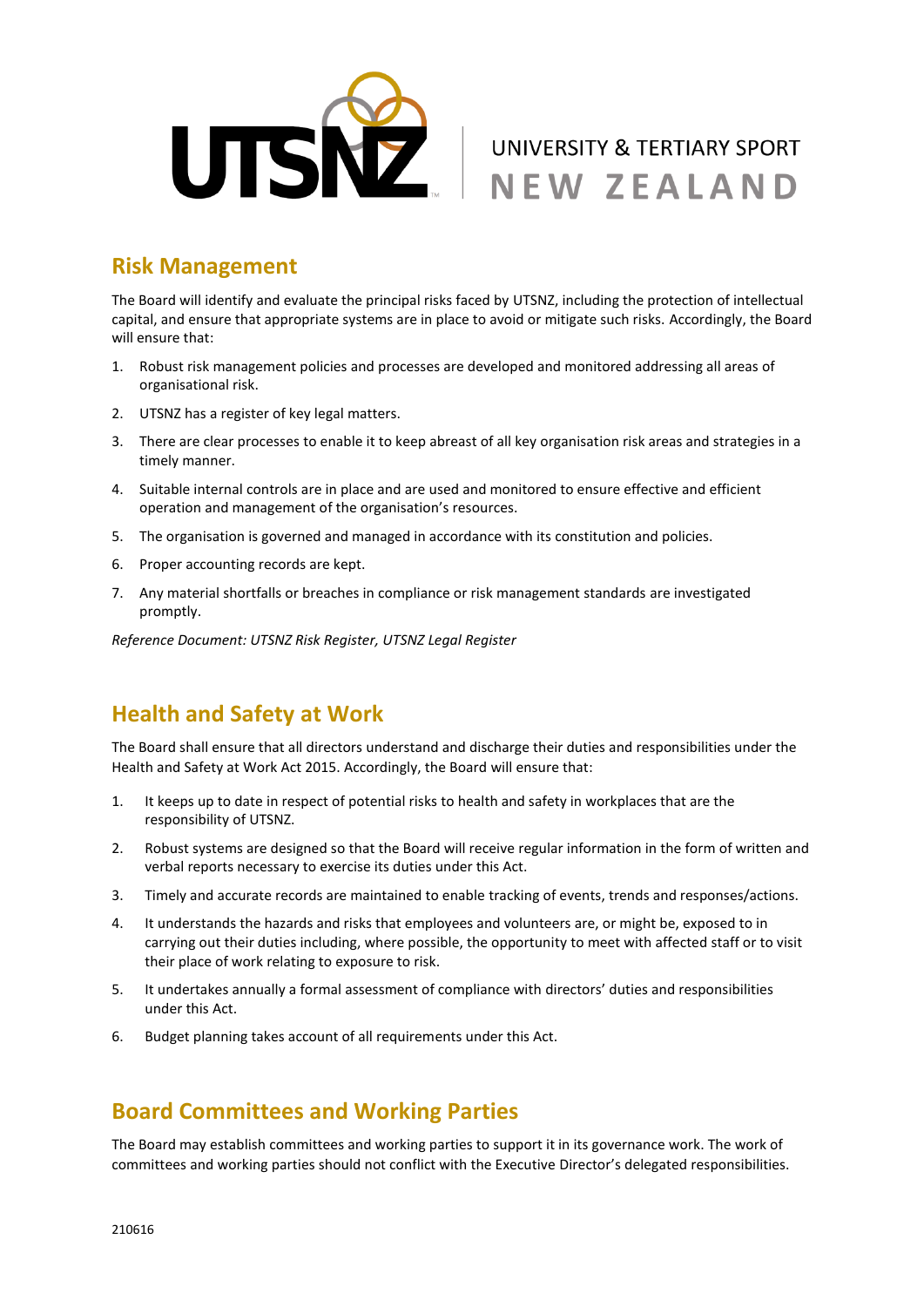## Risk Management

The Board will identify and evaluate the principal risks faced by UTSNZ, including the protection of intellectual capital, and ensure that appropriate systems are in place to avoid or mitigate such risks. Accordingly, the Board will ensure that:

1. Robust risk management policies and processes are developed and monitored addressing all areas of organisational risk.
2. UTSNZ has a register of key legal matters.
3. There are clear processes to enable it to keep abreast of all key organisation risk areas and strategies in a timely manner.
4. Suitable internal controls are in place and are used and monitored to ensure effective and efficient operation and management of the organisation's resources.
5. The organisation is governed and managed in accordance with its constitution and policies.
6. Proper accounting records are kept.
7. Any material shortfalls or breaches in compliance or risk management standards are investigated promptly.

*Reference Document: UTSNZ Risk Register, UTSNZ Legal Register*

## Health and Safety at Work

The Board shall ensure that all directors understand and discharge their duties and responsibilities under the Health and Safety at Work Act 2015. Accordingly, the Board will ensure that:

1. It keeps up to date in respect of potential risks to health and safety in workplaces that are the responsibility of UTSNZ.
2. Robust systems are designed so that the Board will receive regular information in the form of written and verbal reports necessary to exercise its duties under this Act.
3. Timely and accurate records are maintained to enable tracking of events, trends and responses/actions.
4. It understands the hazards and risks that employees and volunteers are, or might be, exposed to in carrying out their duties including, where possible, the opportunity to meet with affected staff or to visit their place of work relating to exposure to risk.
5. It undertakes annually a formal assessment of compliance with directors' duties and responsibilities under this Act.
6. Budget planning takes account of all requirements under this Act.

## Board Committees and Working Parties

The Board may establish committees and working parties to support it in its governance work. The work of committees and working parties should not conflict with the Executive Director's delegated responsibilities.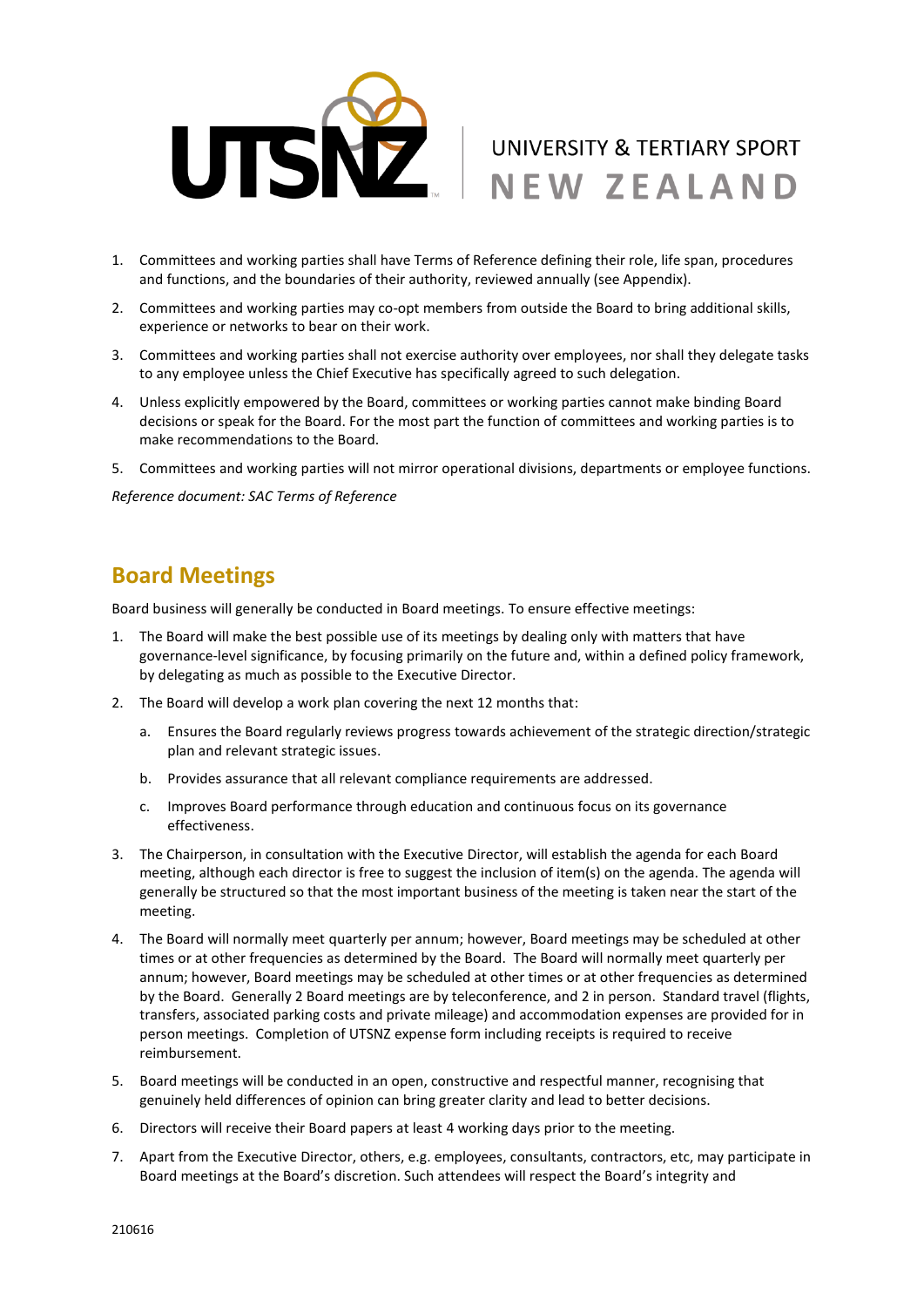1. Committees and working parties shall have Terms of Reference defining their role, life span, procedures and functions, and the boundaries of their authority, reviewed annually (see Appendix).
2. Committees and working parties may co-opt members from outside the Board to bring additional skills, experience or networks to bear on their work.
3. Committees and working parties shall not exercise authority over employees, nor shall they delegate tasks to any employee unless the Chief Executive has specifically agreed to such delegation.
4. Unless explicitly empowered by the Board, committees or working parties cannot make binding Board decisions or speak for the Board. For the most part the function of committees and working parties is to make recommendations to the Board.
5. Committees and working parties will not mirror operational divisions, departments or employee functions.

*Reference document: SAC Terms of Reference*

## Board Meetings

Board business will generally be conducted in Board meetings. To ensure effective meetings:

1. The Board will make the best possible use of its meetings by dealing only with matters that have governance-level significance, by focusing primarily on the future and, within a defined policy framework, by delegating as much as possible to the Executive Director.
2. The Board will develop a work plan covering the next 12 months that:
   a. Ensures the Board regularly reviews progress towards achievement of the strategic direction/strategic plan and relevant strategic issues.
   b. Provides assurance that all relevant compliance requirements are addressed.
   c. Improves Board performance through education and continuous focus on its governance effectiveness.
3. The Chairperson, in consultation with the Executive Director, will establish the agenda for each Board meeting, although each director is free to suggest the inclusion of item(s) on the agenda. The agenda will generally be structured so that the most important business of the meeting is taken near the start of the meeting.
4. The Board will normally meet quarterly per annum; however, Board meetings may be scheduled at other times or at other frequencies as determined by the Board. The Board will normally meet quarterly per annum; however, Board meetings may be scheduled at other times or at other frequencies as determined by the Board. Generally 2 Board meetings are by teleconference, and 2 in person. Standard travel (flights, transfers, associated parking costs and private mileage) and accommodation expenses are provided for in person meetings. Completion of UTSNZ expense form including receipts is required to receive reimbursement.
5. Board meetings will be conducted in an open, constructive and respectful manner, recognising that genuinely held differences of opinion can bring greater clarity and lead to better decisions.
6. Directors will receive their Board papers at least 4 working days prior to the meeting.
7. Apart from the Executive Director, others, e.g. employees, consultants, contractors, etc, may participate in Board meetings at the Board's discretion. Such attendees will respect the Board's integrity and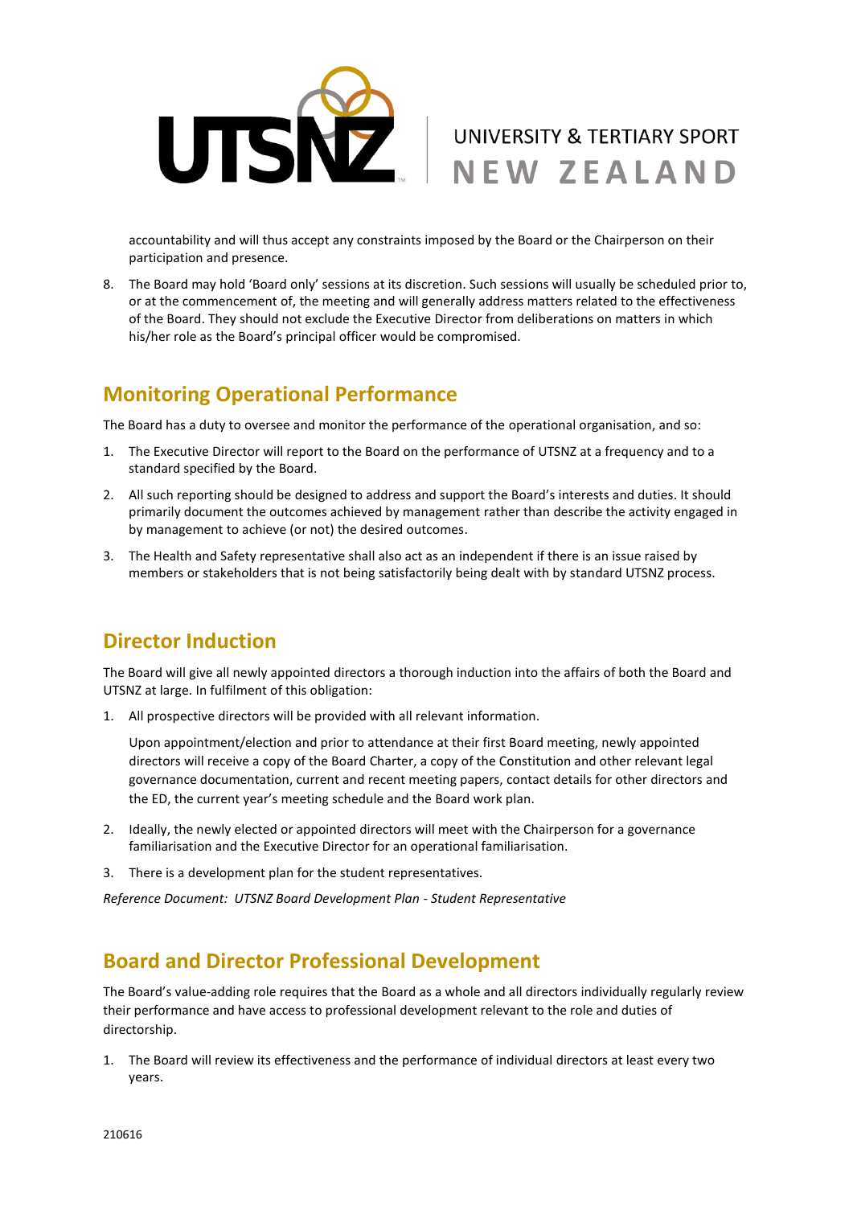accountability and will thus accept any constraints imposed by the Board or the Chairperson on their participation and presence.

8. The Board may hold 'Board only' sessions at its discretion. Such sessions will usually be scheduled prior to, or at the commencement of, the meeting and will generally address matters related to the effectiveness of the Board. They should not exclude the Executive Director from deliberations on matters in which his/her role as the Board's principal officer would be compromised.

## Monitoring Operational Performance

The Board has a duty to oversee and monitor the performance of the operational organisation, and so:

1. The Executive Director will report to the Board on the performance of UTSNZ at a frequency and to a standard specified by the Board.
2. All such reporting should be designed to address and support the Board's interests and duties. It should primarily document the outcomes achieved by management rather than describe the activity engaged in by management to achieve (or not) the desired outcomes.
3. The Health and Safety representative shall also act as an independent if there is an issue raised by members or stakeholders that is not being satisfactorily being dealt with by standard UTSNZ process.

## Director Induction

The Board will give all newly appointed directors a thorough induction into the affairs of both the Board and UTSNZ at large. In fulfilment of this obligation:

1. All prospective directors will be provided with all relevant information.

   Upon appointment/election and prior to attendance at their first Board meeting, newly appointed directors will receive a copy of the Board Charter, a copy of the Constitution and other relevant legal governance documentation, current and recent meeting papers, contact details for other directors and the ED, the current year's meeting schedule and the Board work plan.

2. Ideally, the newly elected or appointed directors will meet with the Chairperson for a governance familiarisation and the Executive Director for an operational familiarisation.
3. There is a development plan for the student representatives.

*Reference Document: UTSNZ Board Development Plan - Student Representative*

## Board and Director Professional Development

The Board's value-adding role requires that the Board as a whole and all directors individually regularly review their performance and have access to professional development relevant to the role and duties of directorship.

1. The Board will review its effectiveness and the performance of individual directors at least every two years.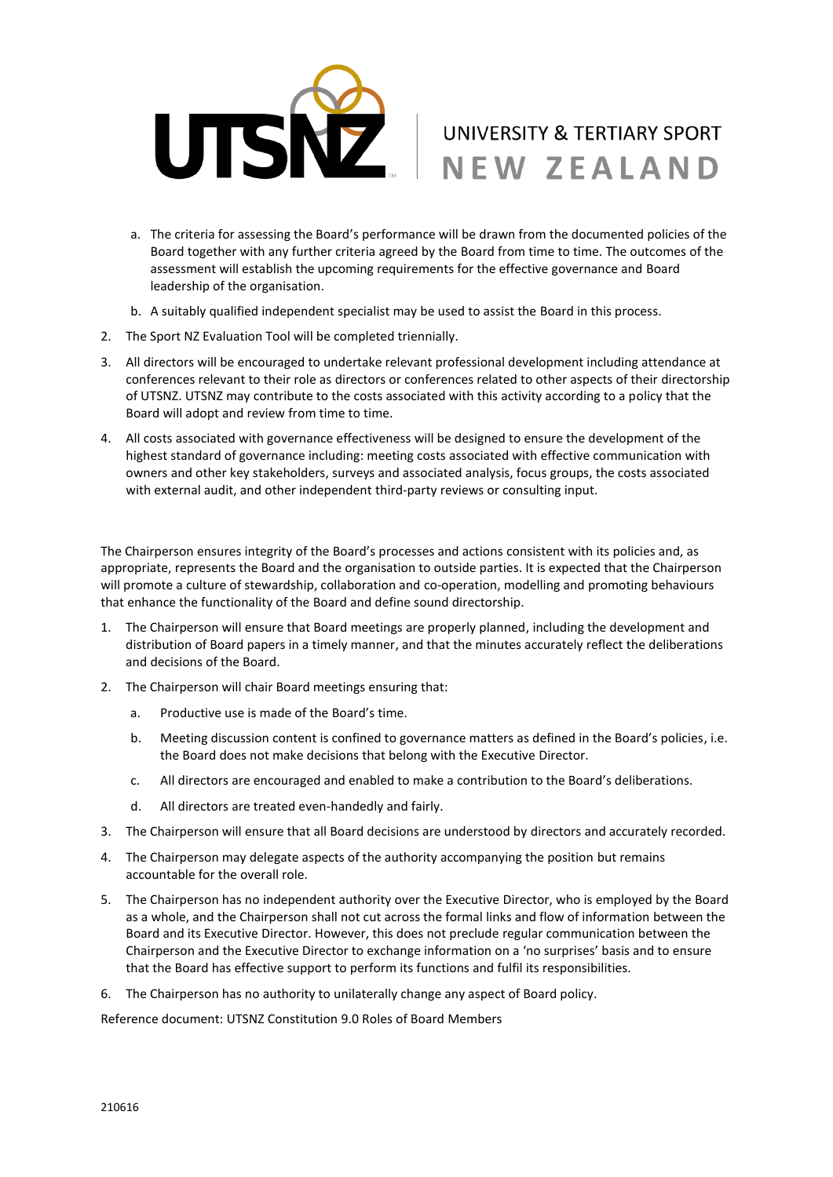a. The criteria for assessing the Board's performance will be drawn from the documented policies of the Board together with any further criteria agreed by the Board from time to time. The outcomes of the assessment will establish the upcoming requirements for the effective governance and Board leadership of the organisation.

b. A suitably qualified independent specialist may be used to assist the Board in this process.

2. The Sport NZ Evaluation Tool will be completed triennially.
3. All directors will be encouraged to undertake relevant professional development including attendance at conferences relevant to their role as directors or conferences related to other aspects of their directorship of UTSNZ. UTSNZ may contribute to the costs associated with this activity according to a policy that the Board will adopt and review from time to time.
4. All costs associated with governance effectiveness will be designed to ensure the development of the highest standard of governance including: meeting costs associated with effective communication with owners and other key stakeholders, surveys and associated analysis, focus groups, the costs associated with external audit, and other independent third-party reviews or consulting input.

The Chairperson ensures integrity of the Board's processes and actions consistent with its policies and, as appropriate, represents the Board and the organisation to outside parties. It is expected that the Chairperson will promote a culture of stewardship, collaboration and co-operation, modelling and promoting behaviours that enhance the functionality of the Board and define sound directorship.

1. The Chairperson will ensure that Board meetings are properly planned, including the development and distribution of Board papers in a timely manner, and that the minutes accurately reflect the deliberations and decisions of the Board.
2. The Chairperson will chair Board meetings ensuring that:
   a. Productive use is made of the Board's time.
   b. Meeting discussion content is confined to governance matters as defined in the Board's policies, i.e. the Board does not make decisions that belong with the Executive Director.
   c. All directors are encouraged and enabled to make a contribution to the Board's deliberations.
   d. All directors are treated even-handedly and fairly.
3. The Chairperson will ensure that all Board decisions are understood by directors and accurately recorded.
4. The Chairperson may delegate aspects of the authority accompanying the position but remains accountable for the overall role.
5. The Chairperson has no independent authority over the Executive Director, who is employed by the Board as a whole, and the Chairperson shall not cut across the formal links and flow of information between the Board and its Executive Director. However, this does not preclude regular communication between the Chairperson and the Executive Director to exchange information on a 'no surprises' basis and to ensure that the Board has effective support to perform its functions and fulfil its responsibilities.
6. The Chairperson has no authority to unilaterally change any aspect of Board policy.

Reference document: UTSNZ Constitution 9.0 Roles of Board Members

210616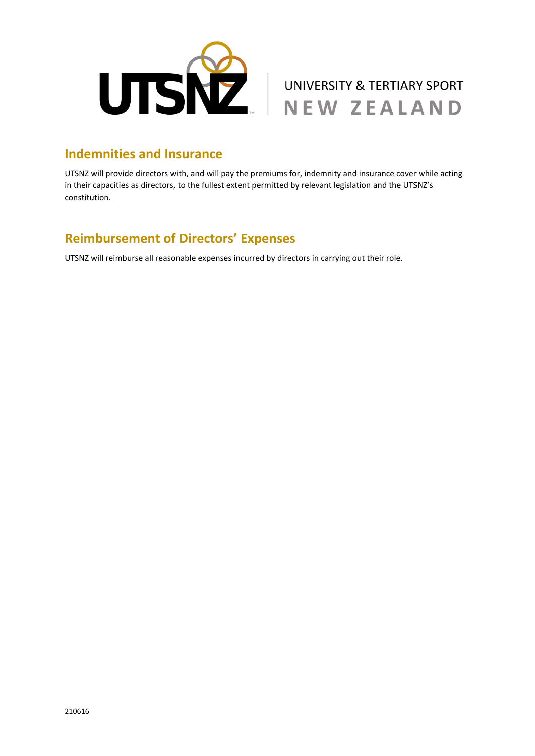## Indemnities and Insurance

UTSNZ will provide directors with, and will pay the premiums for, indemnity and insurance cover while acting in their capacities as directors, to the fullest extent permitted by relevant legislation and the UTSNZ's constitution.

## Reimbursement of Directors' Expenses

UTSNZ will reimburse all reasonable expenses incurred by directors in carrying out their role.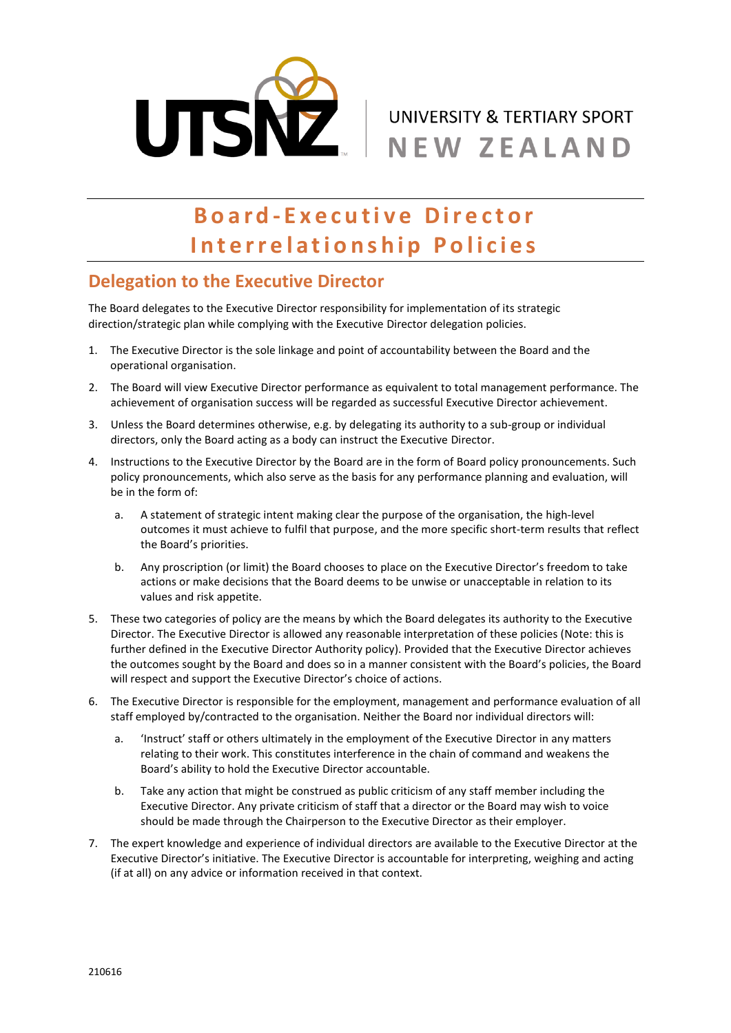# Board-Executive Director Interrelationship Policies

## Delegation to the Executive Director

The Board delegates to the Executive Director responsibility for implementation of its strategic direction/strategic plan while complying with the Executive Director delegation policies.

1. The Executive Director is the sole linkage and point of accountability between the Board and the operational organisation.
2. The Board will view Executive Director performance as equivalent to total management performance. The achievement of organisation success will be regarded as successful Executive Director achievement.
3. Unless the Board determines otherwise, e.g. by delegating its authority to a sub-group or individual directors, only the Board acting as a body can instruct the Executive Director.
4. Instructions to the Executive Director by the Board are in the form of Board policy pronouncements. Such policy pronouncements, which also serve as the basis for any performance planning and evaluation, will be in the form of:
   a. A statement of strategic intent making clear the purpose of the organisation, the high-level outcomes it must achieve to fulfil that purpose, and the more specific short-term results that reflect the Board's priorities.
   b. Any proscription (or limit) the Board chooses to place on the Executive Director's freedom to take actions or make decisions that the Board deems to be unwise or unacceptable in relation to its values and risk appetite.
5. These two categories of policy are the means by which the Board delegates its authority to the Executive Director. The Executive Director is allowed any reasonable interpretation of these policies (Note: this is further defined in the Executive Director Authority policy). Provided that the Executive Director achieves the outcomes sought by the Board and does so in a manner consistent with the Board's policies, the Board will respect and support the Executive Director's choice of actions.
6. The Executive Director is responsible for the employment, management and performance evaluation of all staff employed by/contracted to the organisation. Neither the Board nor individual directors will:
   a. 'Instruct' staff or others ultimately in the employment of the Executive Director in any matters relating to their work. This constitutes interference in the chain of command and weakens the Board's ability to hold the Executive Director accountable.
   b. Take any action that might be construed as public criticism of any staff member including the Executive Director. Any private criticism of staff that a director or the Board may wish to voice should be made through the Chairperson to the Executive Director as their employer.
7. The expert knowledge and experience of individual directors are available to the Executive Director at the Executive Director's initiative. The Executive Director is accountable for interpreting, weighing and acting (if at all) on any advice or information received in that context.

210616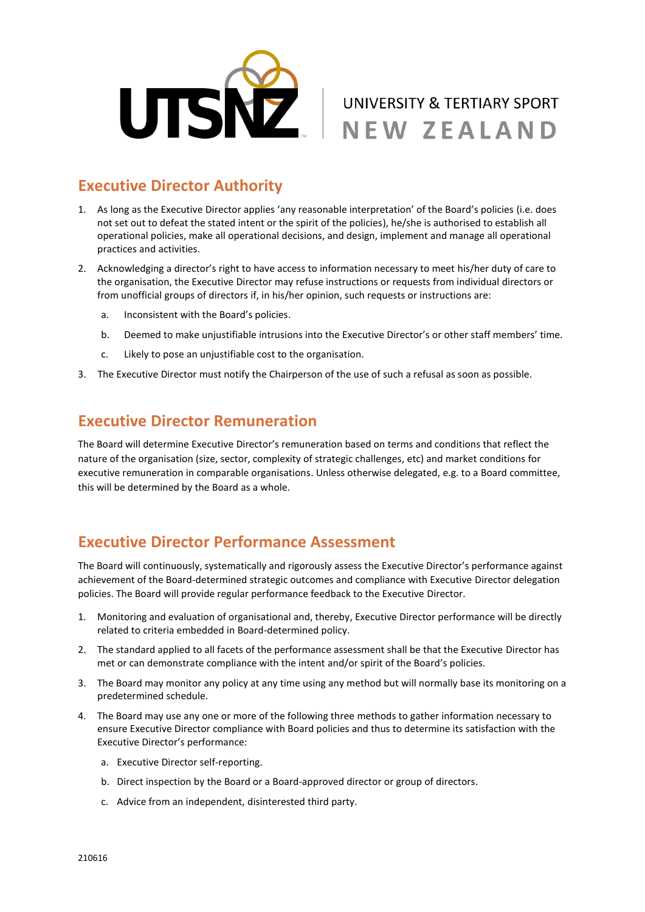## Executive Director Authority

1. As long as the Executive Director applies 'any reasonable interpretation' of the Board's policies (i.e. does not set out to defeat the stated intent or the spirit of the policies), he/she is authorised to establish all operational policies, make all operational decisions, and design, implement and manage all operational practices and activities.
2. Acknowledging a director's right to have access to information necessary to meet his/her duty of care to the organisation, the Executive Director may refuse instructions or requests from individual directors or from unofficial groups of directors if, in his/her opinion, such requests or instructions are:
   a. Inconsistent with the Board's policies.
   b. Deemed to make unjustifiable intrusions into the Executive Director's or other staff members' time.
   c. Likely to pose an unjustifiable cost to the organisation.
3. The Executive Director must notify the Chairperson of the use of such a refusal as soon as possible.

## Executive Director Remuneration

The Board will determine Executive Director's remuneration based on terms and conditions that reflect the nature of the organisation (size, sector, complexity of strategic challenges, etc) and market conditions for executive remuneration in comparable organisations. Unless otherwise delegated, e.g. to a Board committee, this will be determined by the Board as a whole.

## Executive Director Performance Assessment

The Board will continuously, systematically and rigorously assess the Executive Director's performance against achievement of the Board-determined strategic outcomes and compliance with Executive Director delegation policies. The Board will provide regular performance feedback to the Executive Director.

1. Monitoring and evaluation of organisational and, thereby, Executive Director performance will be directly related to criteria embedded in Board-determined policy.
2. The standard applied to all facets of the performance assessment shall be that the Executive Director has met or can demonstrate compliance with the intent and/or spirit of the Board's policies.
3. The Board may monitor any policy at any time using any method but will normally base its monitoring on a predetermined schedule.
4. The Board may use any one or more of the following three methods to gather information necessary to ensure Executive Director compliance with Board policies and thus to determine its satisfaction with the Executive Director's performance:
   a. Executive Director self-reporting.
   b. Direct inspection by the Board or a Board-approved director or group of directors.
   c. Advice from an independent, disinterested third party.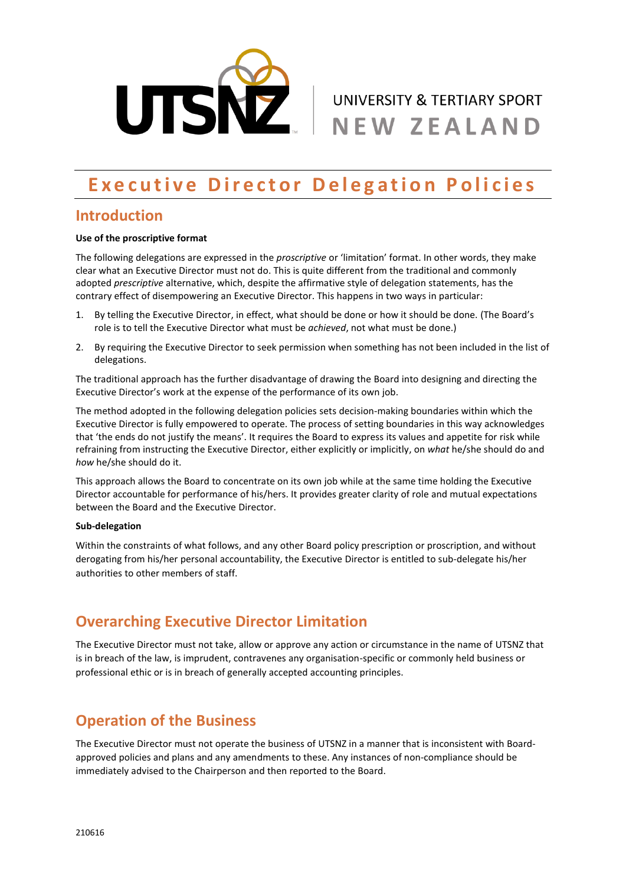UNIVERSITY & TERTIARY SPORT NEW ZEALAND

# Executive Director Delegation Policies

## Introduction

**Use of the proscriptive format**

The following delegations are expressed in the *proscriptive* or 'limitation' format. In other words, they make clear what an Executive Director must not do. This is quite different from the traditional and commonly adopted *prescriptive* alternative, which, despite the affirmative style of delegation statements, has the contrary effect of disempowering an Executive Director. This happens in two ways in particular:

1. By telling the Executive Director, in effect, what should be done or how it should be done. (The Board's role is to tell the Executive Director what must be *achieved*, not what must be done.)
2. By requiring the Executive Director to seek permission when something has not been included in the list of delegations.

The traditional approach has the further disadvantage of drawing the Board into designing and directing the Executive Director's work at the expense of the performance of its own job.

The method adopted in the following delegation policies sets decision-making boundaries within which the Executive Director is fully empowered to operate. The process of setting boundaries in this way acknowledges that 'the ends do not justify the means'. It requires the Board to express its values and appetite for risk while refraining from instructing the Executive Director, either explicitly or implicitly, on *what* he/she should do and *how* he/she should do it.

This approach allows the Board to concentrate on its own job while at the same time holding the Executive Director accountable for performance of his/hers. It provides greater clarity of role and mutual expectations between the Board and the Executive Director.

**Sub-delegation**

Within the constraints of what follows, and any other Board policy prescription or proscription, and without derogating from his/her personal accountability, the Executive Director is entitled to sub-delegate his/her authorities to other members of staff.

## Overarching Executive Director Limitation

The Executive Director must not take, allow or approve any action or circumstance in the name of UTSNZ that is in breach of the law, is imprudent, contravenes any organisation-specific or commonly held business or professional ethic or is in breach of generally accepted accounting principles.

## Operation of the Business

The Executive Director must not operate the business of UTSNZ in a manner that is inconsistent with Board-approved policies and plans and any amendments to these. Any instances of non-compliance should be immediately advised to the Chairperson and then reported to the Board.

210616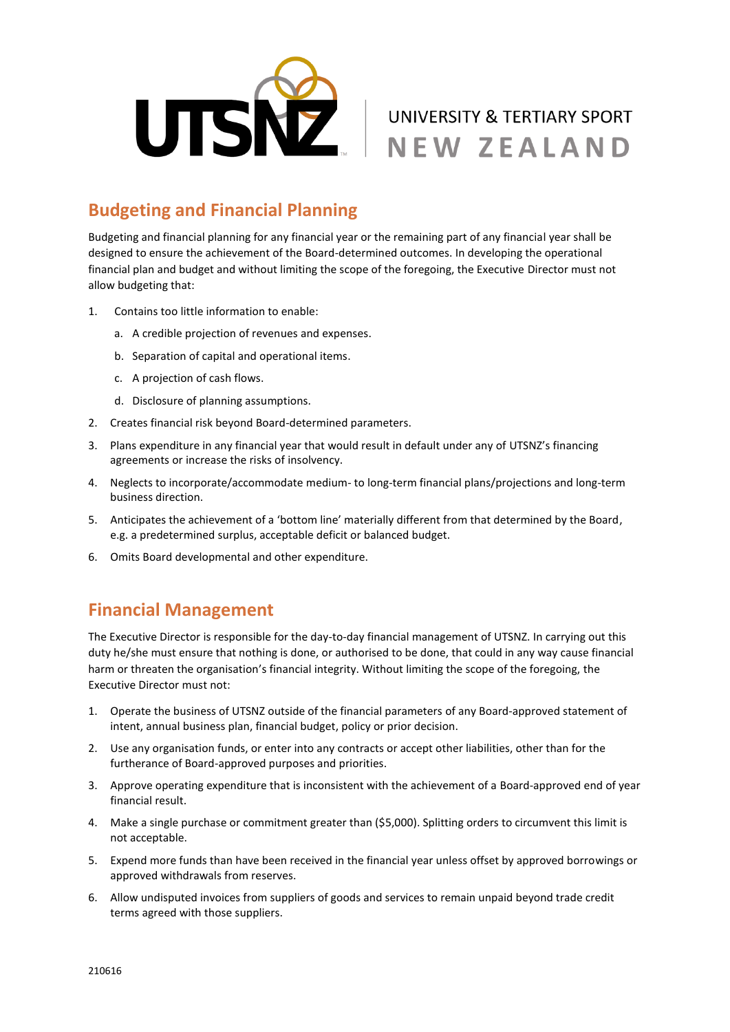UNIVERSITY & TERTIARY SPORT NEW ZEALAND

## Budgeting and Financial Planning

Budgeting and financial planning for any financial year or the remaining part of any financial year shall be designed to ensure the achievement of the Board-determined outcomes. In developing the operational financial plan and budget and without limiting the scope of the foregoing, the Executive Director must not allow budgeting that:

1. Contains too little information to enable:
   a. A credible projection of revenues and expenses.
   b. Separation of capital and operational items.
   c. A projection of cash flows.
   d. Disclosure of planning assumptions.
2. Creates financial risk beyond Board-determined parameters.
3. Plans expenditure in any financial year that would result in default under any of UTSNZ's financing agreements or increase the risks of insolvency.
4. Neglects to incorporate/accommodate medium- to long-term financial plans/projections and long-term business direction.
5. Anticipates the achievement of a 'bottom line' materially different from that determined by the Board, e.g. a predetermined surplus, acceptable deficit or balanced budget.
6. Omits Board developmental and other expenditure.

## Financial Management

The Executive Director is responsible for the day-to-day financial management of UTSNZ. In carrying out this duty he/she must ensure that nothing is done, or authorised to be done, that could in any way cause financial harm or threaten the organisation's financial integrity. Without limiting the scope of the foregoing, the Executive Director must not:

1. Operate the business of UTSNZ outside of the financial parameters of any Board-approved statement of intent, annual business plan, financial budget, policy or prior decision.
2. Use any organisation funds, or enter into any contracts or accept other liabilities, other than for the furtherance of Board-approved purposes and priorities.
3. Approve operating expenditure that is inconsistent with the achievement of a Board-approved end of year financial result.
4. Make a single purchase or commitment greater than ($5,000). Splitting orders to circumvent this limit is not acceptable.
5. Expend more funds than have been received in the financial year unless offset by approved borrowings or approved withdrawals from reserves.
6. Allow undisputed invoices from suppliers of goods and services to remain unpaid beyond trade credit terms agreed with those suppliers.

210616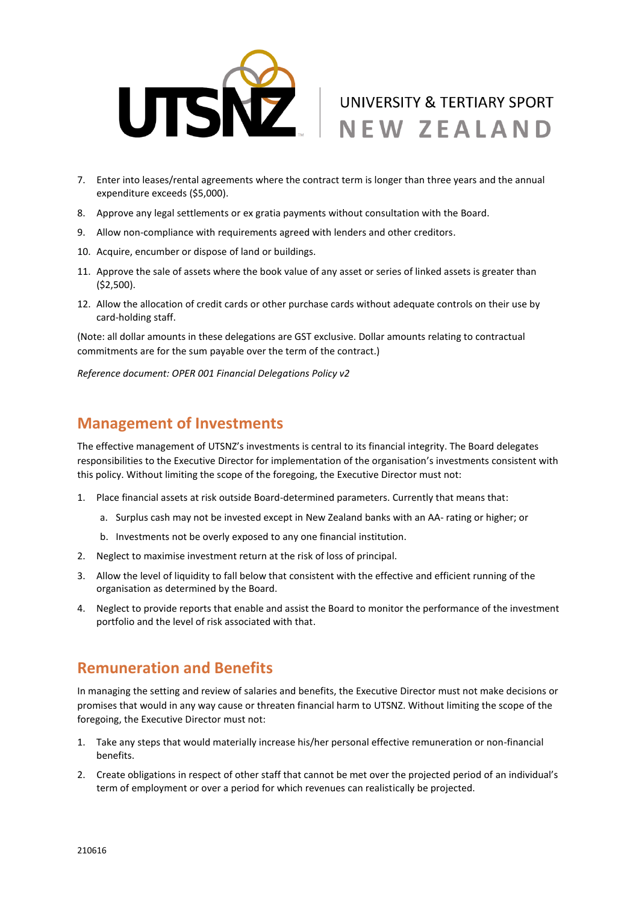7. Enter into leases/rental agreements where the contract term is longer than three years and the annual expenditure exceeds ($5,000).
8. Approve any legal settlements or ex gratia payments without consultation with the Board.
9. Allow non-compliance with requirements agreed with lenders and other creditors.
10. Acquire, encumber or dispose of land or buildings.
11. Approve the sale of assets where the book value of any asset or series of linked assets is greater than ($2,500).
12. Allow the allocation of credit cards or other purchase cards without adequate controls on their use by card-holding staff.

(Note: all dollar amounts in these delegations are GST exclusive. Dollar amounts relating to contractual commitments are for the sum payable over the term of the contract.)

*Reference document: OPER 001 Financial Delegations Policy v2*

## Management of Investments

The effective management of UTSNZ's investments is central to its financial integrity. The Board delegates responsibilities to the Executive Director for implementation of the organisation's investments consistent with this policy. Without limiting the scope of the foregoing, the Executive Director must not:

1. Place financial assets at risk outside Board-determined parameters. Currently that means that:
   a. Surplus cash may not be invested except in New Zealand banks with an AA- rating or higher; or
   b. Investments not be overly exposed to any one financial institution.
2. Neglect to maximise investment return at the risk of loss of principal.
3. Allow the level of liquidity to fall below that consistent with the effective and efficient running of the organisation as determined by the Board.
4. Neglect to provide reports that enable and assist the Board to monitor the performance of the investment portfolio and the level of risk associated with that.

## Remuneration and Benefits

In managing the setting and review of salaries and benefits, the Executive Director must not make decisions or promises that would in any way cause or threaten financial harm to UTSNZ. Without limiting the scope of the foregoing, the Executive Director must not:

1. Take any steps that would materially increase his/her personal effective remuneration or non-financial benefits.
2. Create obligations in respect of other staff that cannot be met over the projected period of an individual's term of employment or over a period for which revenues can realistically be projected.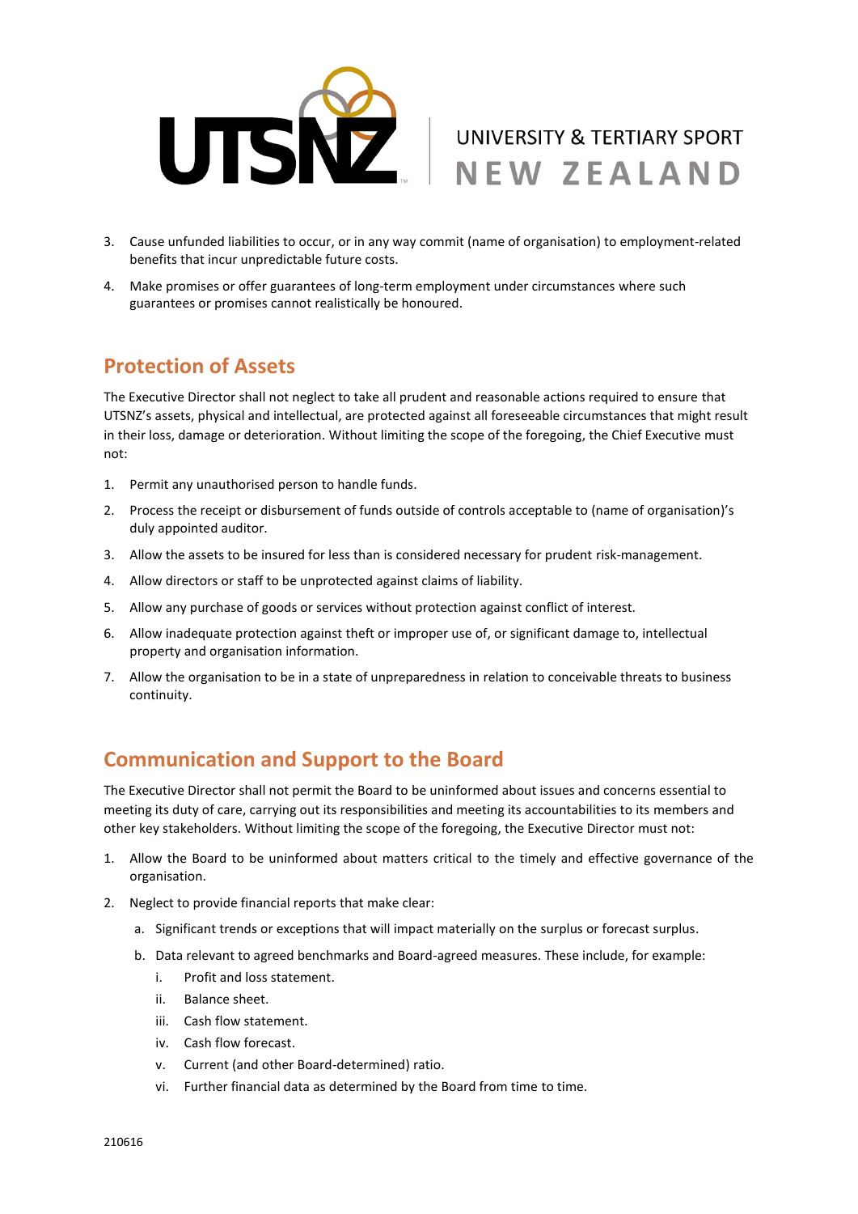3. Cause unfunded liabilities to occur, or in any way commit (name of organisation) to employment-related benefits that incur unpredictable future costs.

4. Make promises or offer guarantees of long-term employment under circumstances where such guarantees or promises cannot realistically be honoured.

## Protection of Assets

The Executive Director shall not neglect to take all prudent and reasonable actions required to ensure that UTSNZ's assets, physical and intellectual, are protected against all foreseeable circumstances that might result in their loss, damage or deterioration. Without limiting the scope of the foregoing, the Chief Executive must not:

1. Permit any unauthorised person to handle funds.
2. Process the receipt or disbursement of funds outside of controls acceptable to (name of organisation)'s duly appointed auditor.
3. Allow the assets to be insured for less than is considered necessary for prudent risk-management.
4. Allow directors or staff to be unprotected against claims of liability.
5. Allow any purchase of goods or services without protection against conflict of interest.
6. Allow inadequate protection against theft or improper use of, or significant damage to, intellectual property and organisation information.
7. Allow the organisation to be in a state of unpreparedness in relation to conceivable threats to business continuity.

## Communication and Support to the Board

The Executive Director shall not permit the Board to be uninformed about issues and concerns essential to meeting its duty of care, carrying out its responsibilities and meeting its accountabilities to its members and other key stakeholders. Without limiting the scope of the foregoing, the Executive Director must not:

1. Allow the Board to be uninformed about matters critical to the timely and effective governance of the organisation.
2. Neglect to provide financial reports that make clear:
   a. Significant trends or exceptions that will impact materially on the surplus or forecast surplus.
   b. Data relevant to agreed benchmarks and Board-agreed measures. These include, for example:
      i. Profit and loss statement.
      ii. Balance sheet.
      iii. Cash flow statement.
      iv. Cash flow forecast.
      v. Current (and other Board-determined) ratio.
      vi. Further financial data as determined by the Board from time to time.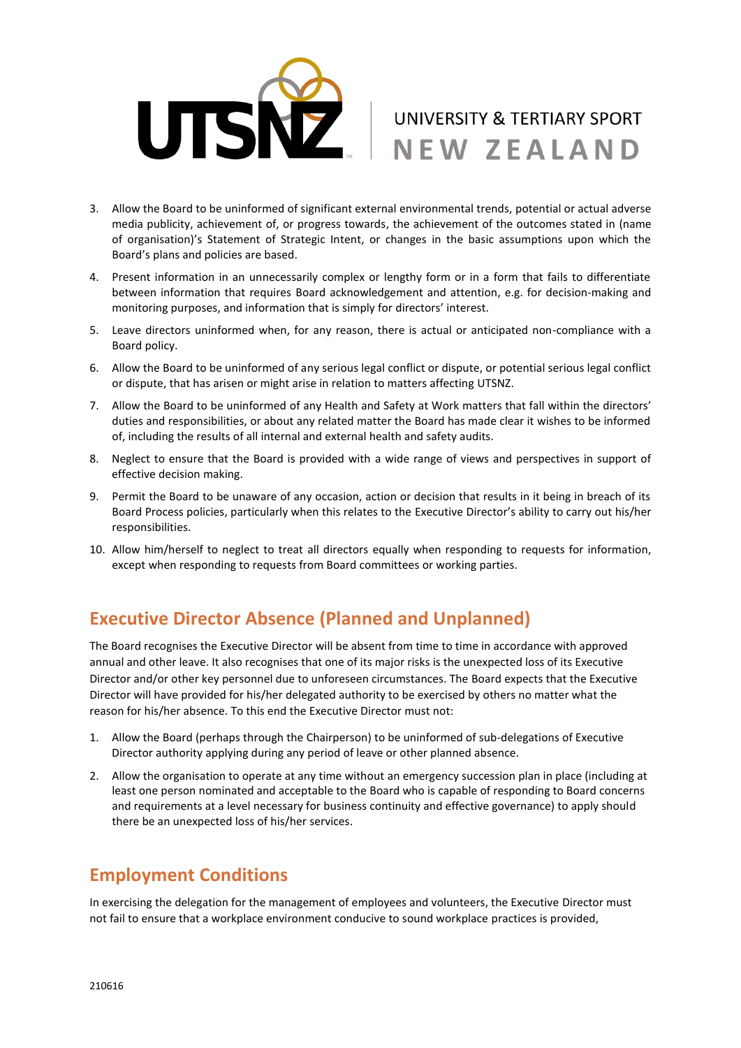3. Allow the Board to be uninformed of significant external environmental trends, potential or actual adverse media publicity, achievement of, or progress towards, the achievement of the outcomes stated in (name of organisation)'s Statement of Strategic Intent, or changes in the basic assumptions upon which the Board's plans and policies are based.

4. Present information in an unnecessarily complex or lengthy form or in a form that fails to differentiate between information that requires Board acknowledgement and attention, e.g. for decision-making and monitoring purposes, and information that is simply for directors' interest.

5. Leave directors uninformed when, for any reason, there is actual or anticipated non-compliance with a Board policy.

6. Allow the Board to be uninformed of any serious legal conflict or dispute, or potential serious legal conflict or dispute, that has arisen or might arise in relation to matters affecting UTSNZ.

7. Allow the Board to be uninformed of any Health and Safety at Work matters that fall within the directors' duties and responsibilities, or about any related matter the Board has made clear it wishes to be informed of, including the results of all internal and external health and safety audits.

8. Neglect to ensure that the Board is provided with a wide range of views and perspectives in support of effective decision making.

9. Permit the Board to be unaware of any occasion, action or decision that results in it being in breach of its Board Process policies, particularly when this relates to the Executive Director's ability to carry out his/her responsibilities.

10. Allow him/herself to neglect to treat all directors equally when responding to requests for information, except when responding to requests from Board committees or working parties.

## Executive Director Absence (Planned and Unplanned)

The Board recognises the Executive Director will be absent from time to time in accordance with approved annual and other leave. It also recognises that one of its major risks is the unexpected loss of its Executive Director and/or other key personnel due to unforeseen circumstances. The Board expects that the Executive Director will have provided for his/her delegated authority to be exercised by others no matter what the reason for his/her absence. To this end the Executive Director must not:

1. Allow the Board (perhaps through the Chairperson) to be uninformed of sub-delegations of Executive Director authority applying during any period of leave or other planned absence.

2. Allow the organisation to operate at any time without an emergency succession plan in place (including at least one person nominated and acceptable to the Board who is capable of responding to Board concerns and requirements at a level necessary for business continuity and effective governance) to apply should there be an unexpected loss of his/her services.

## Employment Conditions

In exercising the delegation for the management of employees and volunteers, the Executive Director must not fail to ensure that a workplace environment conducive to sound workplace practices is provided,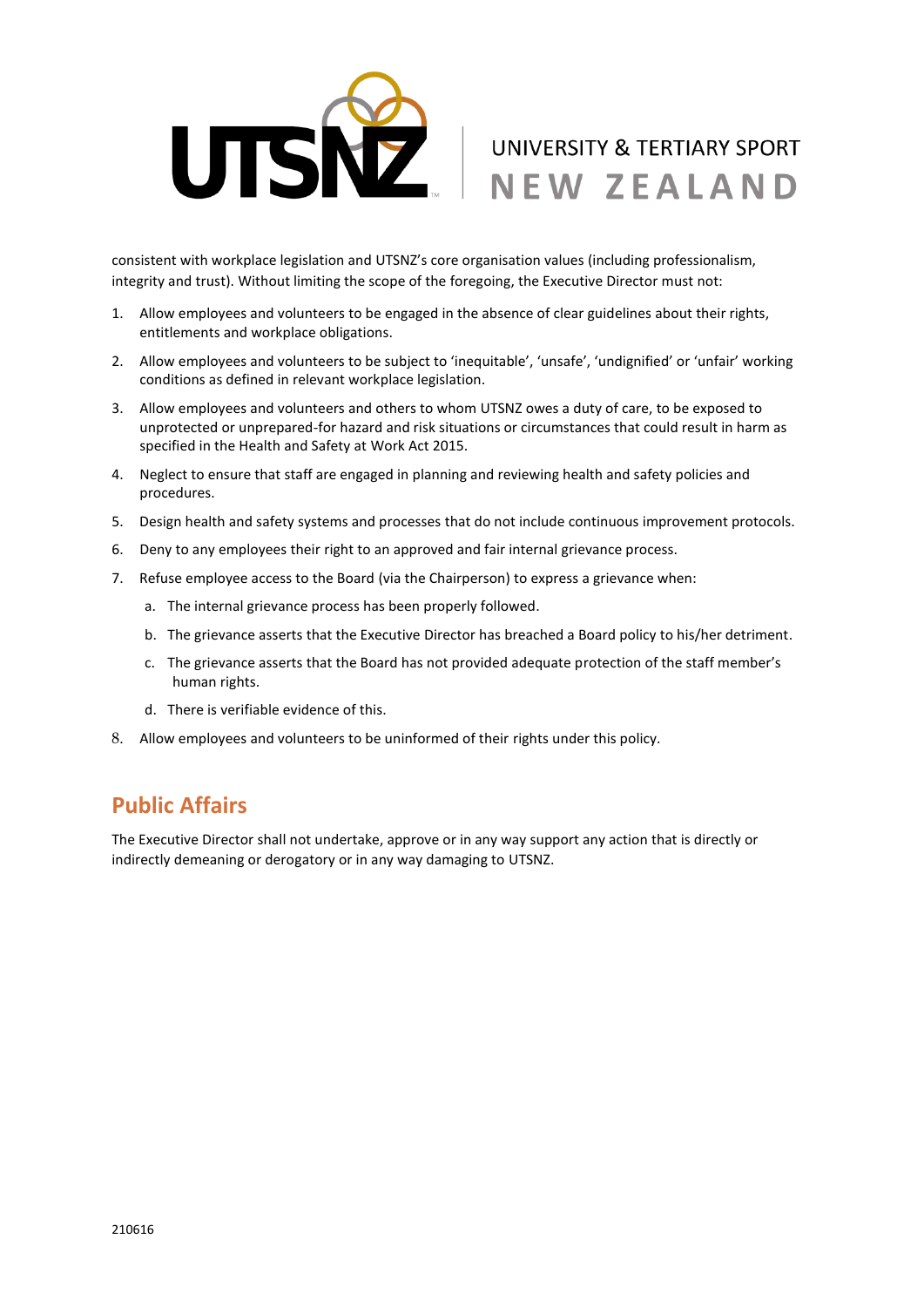consistent with workplace legislation and UTSNZ's core organisation values (including professionalism, integrity and trust). Without limiting the scope of the foregoing, the Executive Director must not:

1. Allow employees and volunteers to be engaged in the absence of clear guidelines about their rights, entitlements and workplace obligations.
2. Allow employees and volunteers to be subject to 'inequitable', 'unsafe', 'undignified' or 'unfair' working conditions as defined in relevant workplace legislation.
3. Allow employees and volunteers and others to whom UTSNZ owes a duty of care, to be exposed to unprotected or unprepared-for hazard and risk situations or circumstances that could result in harm as specified in the Health and Safety at Work Act 2015.
4. Neglect to ensure that staff are engaged in planning and reviewing health and safety policies and procedures.
5. Design health and safety systems and processes that do not include continuous improvement protocols.
6. Deny to any employees their right to an approved and fair internal grievance process.
7. Refuse employee access to the Board (via the Chairperson) to express a grievance when:
   a. The internal grievance process has been properly followed.
   b. The grievance asserts that the Executive Director has breached a Board policy to his/her detriment.
   c. The grievance asserts that the Board has not provided adequate protection of the staff member's human rights.
   d. There is verifiable evidence of this.
8. Allow employees and volunteers to be uninformed of their rights under this policy.

## Public Affairs

The Executive Director shall not undertake, approve or in any way support any action that is directly or indirectly demeaning or derogatory or in any way damaging to UTSNZ.